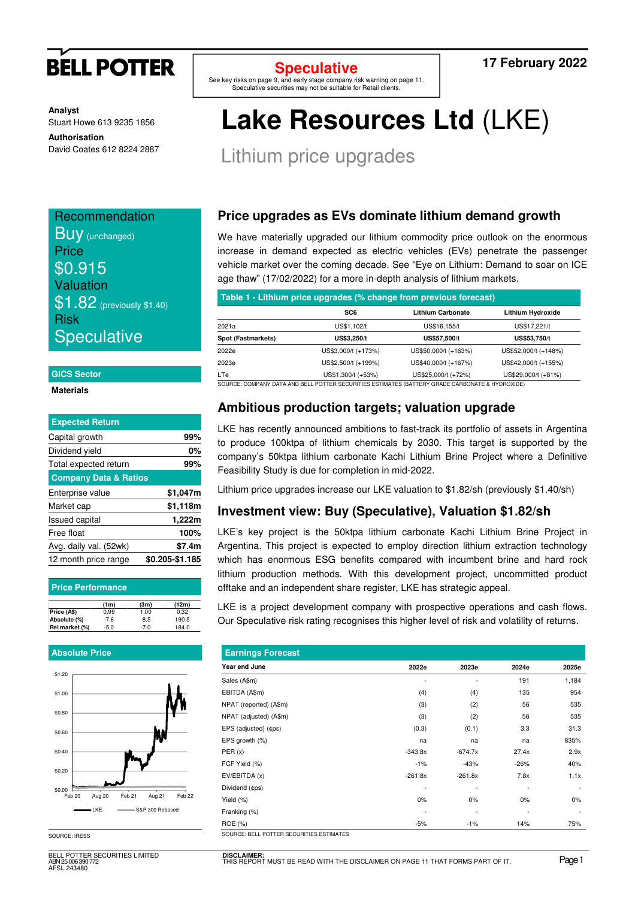**BELL POTTER**

**Speculative**

See key risks on page 9, and early stage company risk warning on page 11.
Speculative securities may not be suitable for Retail clients.

**17 February 2022**

**Analyst**
Stuart Howe 613 9235 1856

**Authorisation**
David Coates 612 8224 2887

# Lake Resources Ltd (LKE)

## Lithium price upgrades

**Recommendation**
Buy (unchanged)
**Price**
$0.915
**Valuation**
$1.82 (previously $1.40)
**Risk**
Speculative

**GICS Sector**

**Materials**

| Expected Return | |
|---|---|
| Capital growth | 99% |
| Dividend yield | 0% |
| Total expected return | 99% |
| **Company Data & Ratios** | |
| Enterprise value | $1,047m |
| Market cap | $1,118m |
| Issued capital | 1,222m |
| Free float | 100% |
| Avg. daily val. (52wk) | $7.4m |
| 12 month price range | $0.205-$1.185 |

**Price Performance**

| | (1m) | (3m) | (12m) |
|---|---|---|---|
| Price (A$) | 0.99 | 1.00 | 0.32 |
| Absolute (%) | -7.6 | -8.5 | 190.5 |
| Rel market (%) | -5.0 | -7.0 | 184.0 |

**Absolute Price**

(Chart: LKE vs S&P 300 Rebased, Feb 20 – Feb 22)

SOURCE: IRESS

### Price upgrades as EVs dominate lithium demand growth

We have materially upgraded our lithium commodity price outlook on the enormous increase in demand expected as electric vehicles (EVs) penetrate the passenger vehicle market over the coming decade. See "Eye on Lithium: Demand to soar on ICE age thaw" (17/02/2022) for a more in-depth analysis of lithium markets.

**Table 1 - Lithium price upgrades (% change from previous forecast)**

| | SC6 | Lithium Carbonate | Lithium Hydroxide |
|---|---|---|---|
| 2021a | US$1,102/t | US$16,155/t | US$17,221/t |
| **Spot (Fastmarkets)** | **US$3,250/t** | **US$57,500/t** | **US$53,750/t** |
| 2022e | US$3,000/t (+173%) | US$50,000/t (+163%) | US$52,000/t (+148%) |
| 2023e | US$2,500/t (+199%) | US$40,000/t (+167%) | US$42,000/t (+155%) |
| LTe | US$1,300/t (+53%) | US$25,000/t (+72%) | US$29,000/t (+81%) |

SOURCE: COMPANY DATA AND BELL POTTER SECURITIES ESTIMATES (BATTERY GRADE CARBONATE & HYDROXIDE)

### Ambitious production targets; valuation upgrade

LKE has recently announced ambitions to fast-track its portfolio of assets in Argentina to produce 100ktpa of lithium chemicals by 2030. This target is supported by the company's 50ktpa lithium carbonate Kachi Lithium Brine Project where a Definitive Feasibility Study is due for completion in mid-2022.

Lithium price upgrades increase our LKE valuation to $1.82/sh (previously $1.40/sh)

### Investment view: Buy (Speculative), Valuation $1.82/sh

LKE's key project is the 50ktpa lithium carbonate Kachi Lithium Brine Project in Argentina. This project is expected to employ direction lithium extraction technology which has enormous ESG benefits compared with incumbent brine and hard rock lithium production methods. With this development project, uncommitted product offtake and an independent share register, LKE has strategic appeal.

LKE is a project development company with prospective operations and cash flows. Our Speculative risk rating recognises this higher level of risk and volatility of returns.

**Earnings Forecast**

| Year end June | 2022e | 2023e | 2024e | 2025e |
|---|---|---|---|---|
| Sales (A$m) | - | - | 191 | 1,184 |
| EBITDA (A$m) | (4) | (4) | 135 | 954 |
| NPAT (reported) (A$m) | (3) | (2) | 56 | 535 |
| NPAT (adjusted) (A$m) | (3) | (2) | 56 | 535 |
| EPS (adjusted) (¢ps) | (0.3) | (0.1) | 3.3 | 31.3 |
| EPS growth (%) | na | na | na | 835% |
| PER (x) | -343.8x | -674.7x | 27.4x | 2.9x |
| FCF Yield (%) | -1% | -43% | -26% | 40% |
| EV/EBITDA (x) | -261.8x | -261.8x | 7.8x | 1.1x |
| Dividend (¢ps) | - | - | - | - |
| Yield (%) | 0% | 0% | 0% | 0% |
| Franking (%) | - | - | - | - |
| ROE (%) | -5% | -1% | 14% | 75% |

SOURCE: BELL POTTER SECURITIES ESTIMATES

BELL POTTER SECURITIES LIMITED
ABN 25 006 390 772
AFSL 243480

**DISCLAIMER:**
THIS REPORT MUST BE READ WITH THE DISCLAIMER ON PAGE 11 THAT FORMS PART OF IT.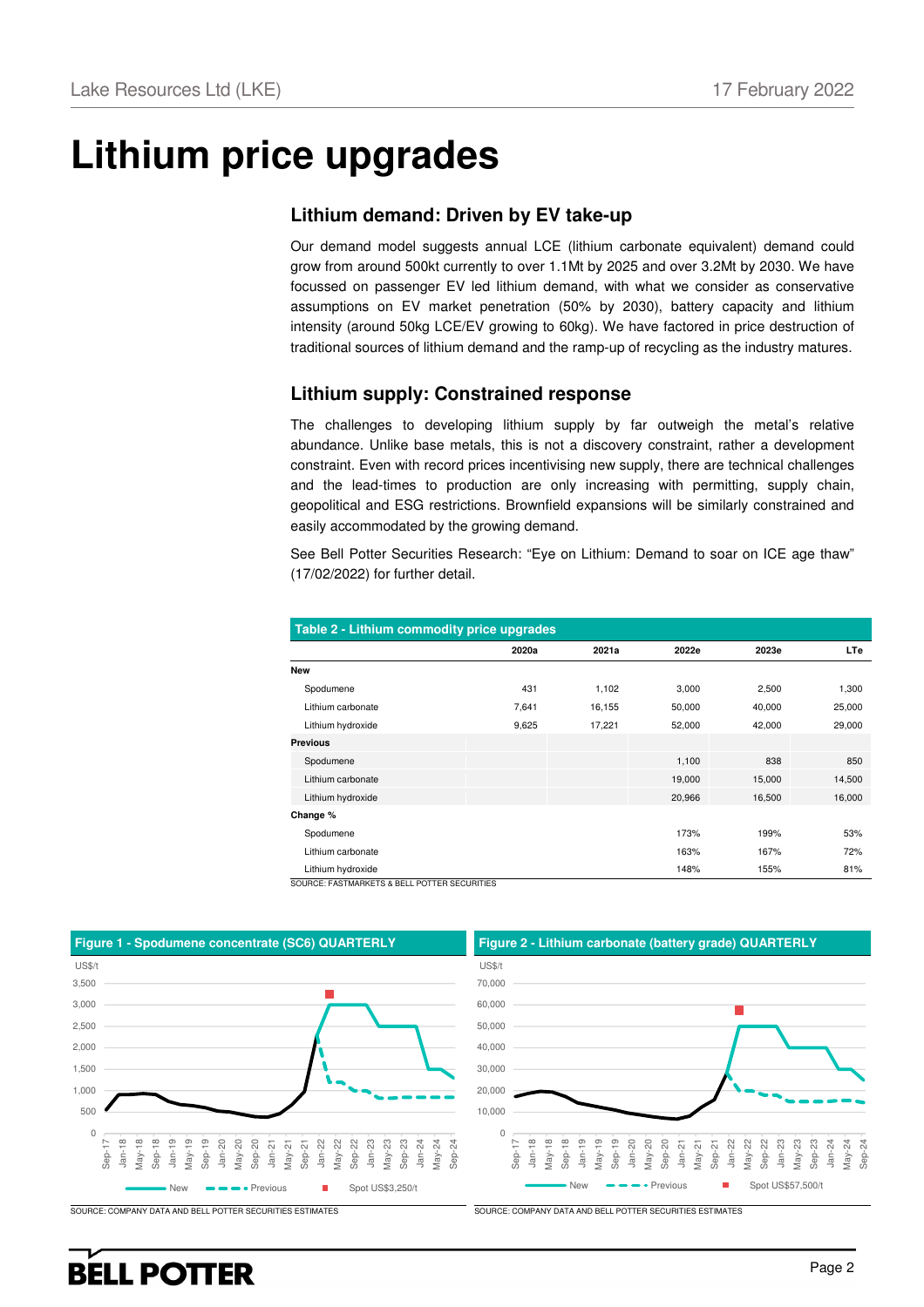# Lithium price upgrades

## Lithium demand: Driven by EV take-up

Our demand model suggests annual LCE (lithium carbonate equivalent) demand could grow from around 500kt currently to over 1.1Mt by 2025 and over 3.2Mt by 2030. We have focussed on passenger EV led lithium demand, with what we consider as conservative assumptions on EV market penetration (50% by 2030), battery capacity and lithium intensity (around 50kg LCE/EV growing to 60kg). We have factored in price destruction of traditional sources of lithium demand and the ramp-up of recycling as the industry matures.

## Lithium supply: Constrained response

The challenges to developing lithium supply by far outweigh the metal's relative abundance. Unlike base metals, this is not a discovery constraint, rather a development constraint. Even with record prices incentivising new supply, there are technical challenges and the lead-times to production are only increasing with permitting, supply chain, geopolitical and ESG restrictions. Brownfield expansions will be similarly constrained and easily accommodated by the growing demand.

See Bell Potter Securities Research: "Eye on Lithium: Demand to soar on ICE age thaw" (17/02/2022) for further detail.

**Table 2 - Lithium commodity price upgrades**

| | 2020a | 2021a | 2022e | 2023e | LTe |
|---|---|---|---|---|---|
| **New** | | | | | |
| Spodumene | 431 | 1,102 | 3,000 | 2,500 | 1,300 |
| Lithium carbonate | 7,641 | 16,155 | 50,000 | 40,000 | 25,000 |
| Lithium hydroxide | 9,625 | 17,221 | 52,000 | 42,000 | 29,000 |
| **Previous** | | | | | |
| Spodumene | | | 1,100 | 838 | 850 |
| Lithium carbonate | | | 19,000 | 15,000 | 14,500 |
| Lithium hydroxide | | | 20,966 | 16,500 | 16,000 |
| **Change %** | | | | | |
| Spodumene | | | 173% | 199% | 53% |
| Lithium carbonate | | | 163% | 167% | 72% |
| Lithium hydroxide | | | 148% | 155% | 81% |

SOURCE: FASTMARKETS & BELL POTTER SECURITIES

**Figure 1 - Spodumene concentrate (SC6) QUARTERLY**

SOURCE: COMPANY DATA AND BELL POTTER SECURITIES ESTIMATES

**Figure 2 - Lithium carbonate (battery grade) QUARTERLY**

SOURCE: COMPANY DATA AND BELL POTTER SECURITIES ESTIMATES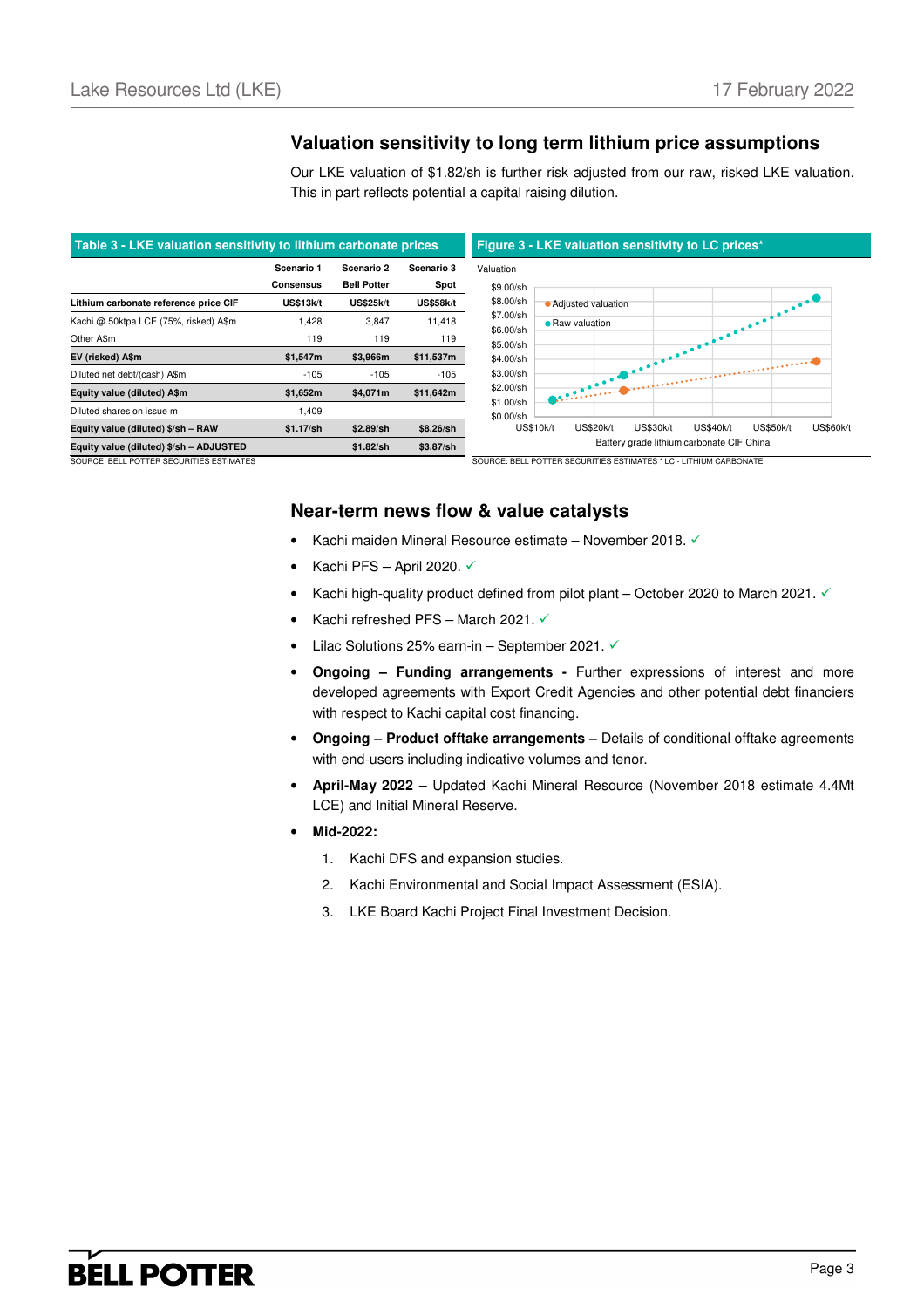## Valuation sensitivity to long term lithium price assumptions

Our LKE valuation of $1.82/sh is further risk adjusted from our raw, risked LKE valuation. This in part reflects potential a capital raising dilution.

**Table 3 - LKE valuation sensitivity to lithium carbonate prices**

| | Scenario 1 Consensus | Scenario 2 Bell Potter | Scenario 3 Spot |
|---|---|---|---|
| **Lithium carbonate reference price CIF** | **US$13k/t** | **US$25k/t** | **US$58k/t** |
| Kachi @ 50ktpa LCE (75%, risked) A$m | 1,428 | 3,847 | 11,418 |
| Other A$m | 119 | 119 | 119 |
| **EV (risked) A$m** | **$1,547m** | **$3,966m** | **$11,537m** |
| Diluted net debt/(cash) A$m | -105 | -105 | -105 |
| **Equity value (diluted) A$m** | **$1,652m** | **$4,071m** | **$11,642m** |
| Diluted shares on issue m | 1,409 | | |
| **Equity value (diluted) $/sh – RAW** | **$1.17/sh** | **$2.89/sh** | **$8.26/sh** |
| **Equity value (diluted) $/sh – ADJUSTED** | | **$1.82/sh** | **$3.87/sh** |

SOURCE: BELL POTTER SECURITIES ESTIMATES

**Figure 3 - LKE valuation sensitivity to LC prices***

SOURCE: BELL POTTER SECURITIES ESTIMATES * LC - LITHIUM CARBONATE

## Near-term news flow & value catalysts

- Kachi maiden Mineral Resource estimate – November 2018. ✓
- Kachi PFS – April 2020. ✓
- Kachi high-quality product defined from pilot plant – October 2020 to March 2021. ✓
- Kachi refreshed PFS – March 2021. ✓
- Lilac Solutions 25% earn-in – September 2021. ✓
- **Ongoing – Funding arrangements -** Further expressions of interest and more developed agreements with Export Credit Agencies and other potential debt financiers with respect to Kachi capital cost financing.
- **Ongoing – Product offtake arrangements –** Details of conditional offtake agreements with end-users including indicative volumes and tenor.
- **April-May 2022** – Updated Kachi Mineral Resource (November 2018 estimate 4.4Mt LCE) and Initial Mineral Reserve.
- **Mid-2022:**
  1. Kachi DFS and expansion studies.
  2. Kachi Environmental and Social Impact Assessment (ESIA).
  3. LKE Board Kachi Project Final Investment Decision.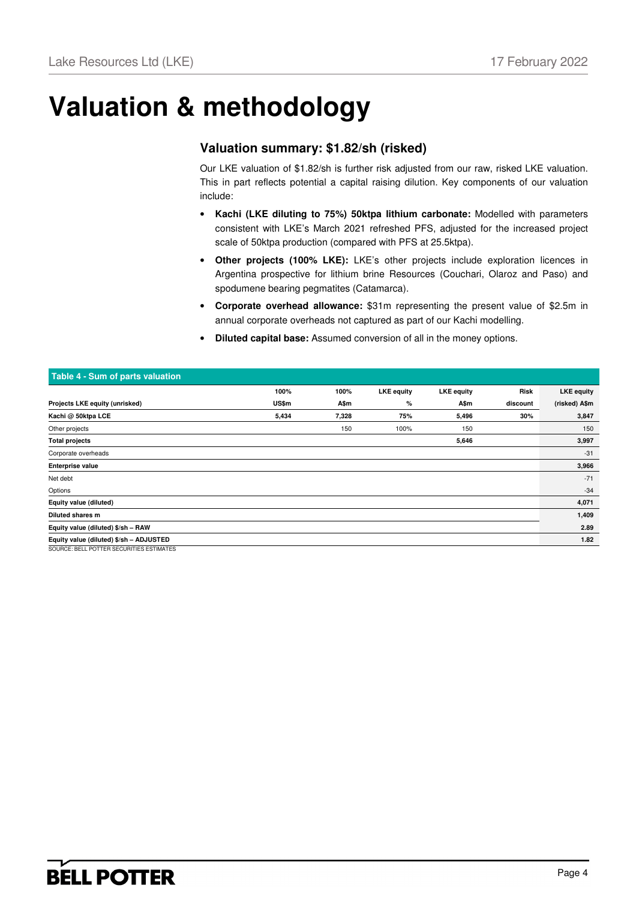# Valuation & methodology

## Valuation summary: $1.82/sh (risked)

Our LKE valuation of $1.82/sh is further risk adjusted from our raw, risked LKE valuation. This in part reflects potential a capital raising dilution. Key components of our valuation include:

- **Kachi (LKE diluting to 75%) 50ktpa lithium carbonate:** Modelled with parameters consistent with LKE's March 2021 refreshed PFS, adjusted for the increased project scale of 50ktpa production (compared with PFS at 25.5ktpa).
- **Other projects (100% LKE):** LKE's other projects include exploration licences in Argentina prospective for lithium brine Resources (Couchari, Olaroz and Paso) and spodumene bearing pegmatites (Catamarca).
- **Corporate overhead allowance:** $31m representing the present value of $2.5m in annual corporate overheads not captured as part of our Kachi modelling.
- **Diluted capital base:** Assumed conversion of all in the money options.

**Table 4 - Sum of parts valuation**

| Projects LKE equity (unrisked) | 100% US$m | 100% A$m | LKE equity % | LKE equity A$m | Risk discount | LKE equity (risked) A$m |
|---|---|---|---|---|---|---|
| **Kachi @ 50ktpa LCE** | **5,434** | **7,328** | **75%** | **5,496** | **30%** | **3,847** |
| Other projects | | 150 | 100% | 150 | | 150 |
| **Total projects** | | | | **5,646** | | **3,997** |
| Corporate overheads | | | | | | -31 |
| **Enterprise value** | | | | | | **3,966** |
| Net debt | | | | | | -71 |
| Options | | | | | | -34 |
| **Equity value (diluted)** | | | | | | **4,071** |
| **Diluted shares m** | | | | | | **1,409** |
| **Equity value (diluted) $/sh – RAW** | | | | | | **2.89** |
| **Equity value (diluted) $/sh – ADJUSTED** | | | | | | **1.82** |

SOURCE: BELL POTTER SECURITIES ESTIMATES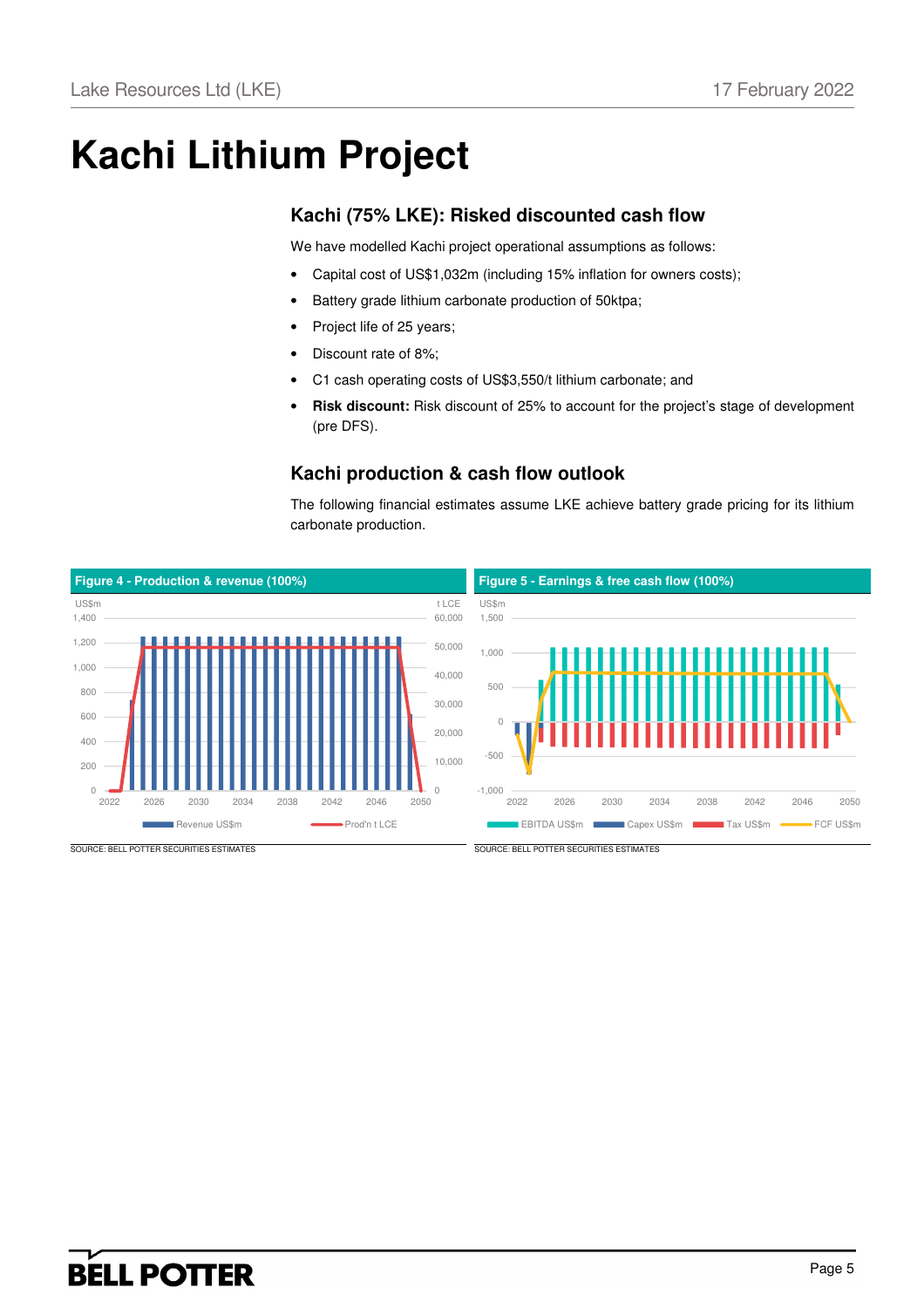# Kachi Lithium Project

## Kachi (75% LKE): Risked discounted cash flow

We have modelled Kachi project operational assumptions as follows:

- Capital cost of US$1,032m (including 15% inflation for owners costs);
- Battery grade lithium carbonate production of 50ktpa;
- Project life of 25 years;
- Discount rate of 8%;
- C1 cash operating costs of US$3,550/t lithium carbonate; and
- **Risk discount:** Risk discount of 25% to account for the project's stage of development (pre DFS).

## Kachi production & cash flow outlook

The following financial estimates assume LKE achieve battery grade pricing for its lithium carbonate production.

**Figure 4 - Production & revenue (100%)**

SOURCE: BELL POTTER SECURITIES ESTIMATES

**Figure 5 - Earnings & free cash flow (100%)**

SOURCE: BELL POTTER SECURITIES ESTIMATES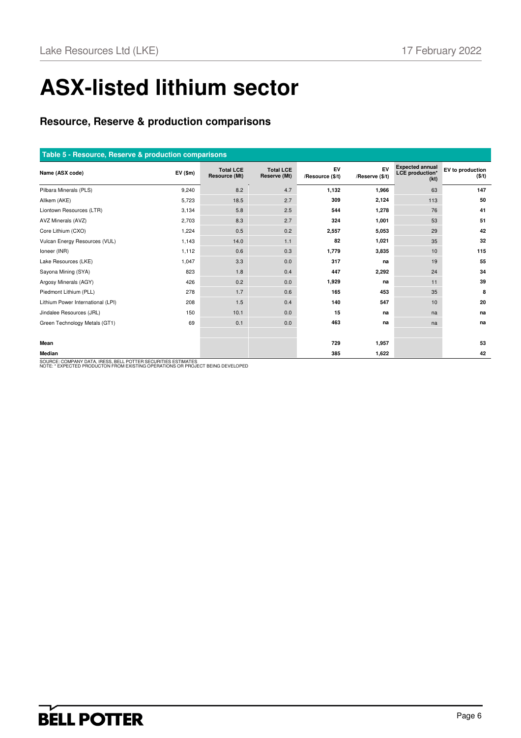# ASX-listed lithium sector

## Resource, Reserve & production comparisons

**Table 5 - Resource, Reserve & production comparisons**

| Name (ASX code) | EV ($m) | Total LCE Resource (Mt) | Total LCE Reserve (Mt) | EV /Resource ($/t) | EV /Reserve ($/t) | Expected annual LCE production* (kt) | EV to production ($/t) |
|---|---|---|---|---|---|---|---|
| Pilbara Minerals (PLS) | 9,240 | 8.2 | 4.7 | **1,132** | **1,966** | 63 | **147** |
| Allkem (AKE) | 5,723 | 18.5 | 2.7 | **309** | **2,124** | 113 | **50** |
| Liontown Resources (LTR) | 3,134 | 5.8 | 2.5 | **544** | **1,278** | 76 | **41** |
| AVZ Minerals (AVZ) | 2,703 | 8.3 | 2.7 | **324** | **1,001** | 53 | **51** |
| Core Lithium (CXO) | 1,224 | 0.5 | 0.2 | **2,557** | **5,053** | 29 | **42** |
| Vulcan Energy Resources (VUL) | 1,143 | 14.0 | 1.1 | **82** | **1,021** | 35 | **32** |
| Ioneer (INR) | 1,112 | 0.6 | 0.3 | **1,779** | **3,835** | 10 | **115** |
| Lake Resources (LKE) | 1,047 | 3.3 | 0.0 | **317** | **na** | 19 | **55** |
| Sayona Mining (SYA) | 823 | 1.8 | 0.4 | **447** | **2,292** | 24 | **34** |
| Argosy Minerals (AGY) | 426 | 0.2 | 0.0 | **1,929** | **na** | 11 | **39** |
| Piedmont Lithium (PLL) | 278 | 1.7 | 0.6 | **165** | **453** | 35 | **8** |
| Lithium Power International (LPI) | 208 | 1.5 | 0.4 | **140** | **547** | 10 | **20** |
| Jindalee Resources (JRL) | 150 | 10.1 | 0.0 | **15** | **na** | na | **na** |
| Green Technology Metals (GT1) | 69 | 0.1 | 0.0 | **463** | **na** | na | **na** |
| | | | | | | | |
| **Mean** | | | | **729** | **1,957** | | **53** |
| **Median** | | | | **385** | **1,622** | | **42** |

SOURCE: COMPANY DATA, IRESS, BELL POTTER SECURITIES ESTIMATES
NOTE: * EXPECTED PRODUCTON FROM EXISTING OPERATIONS OR PROJECT BEING DEVELOPED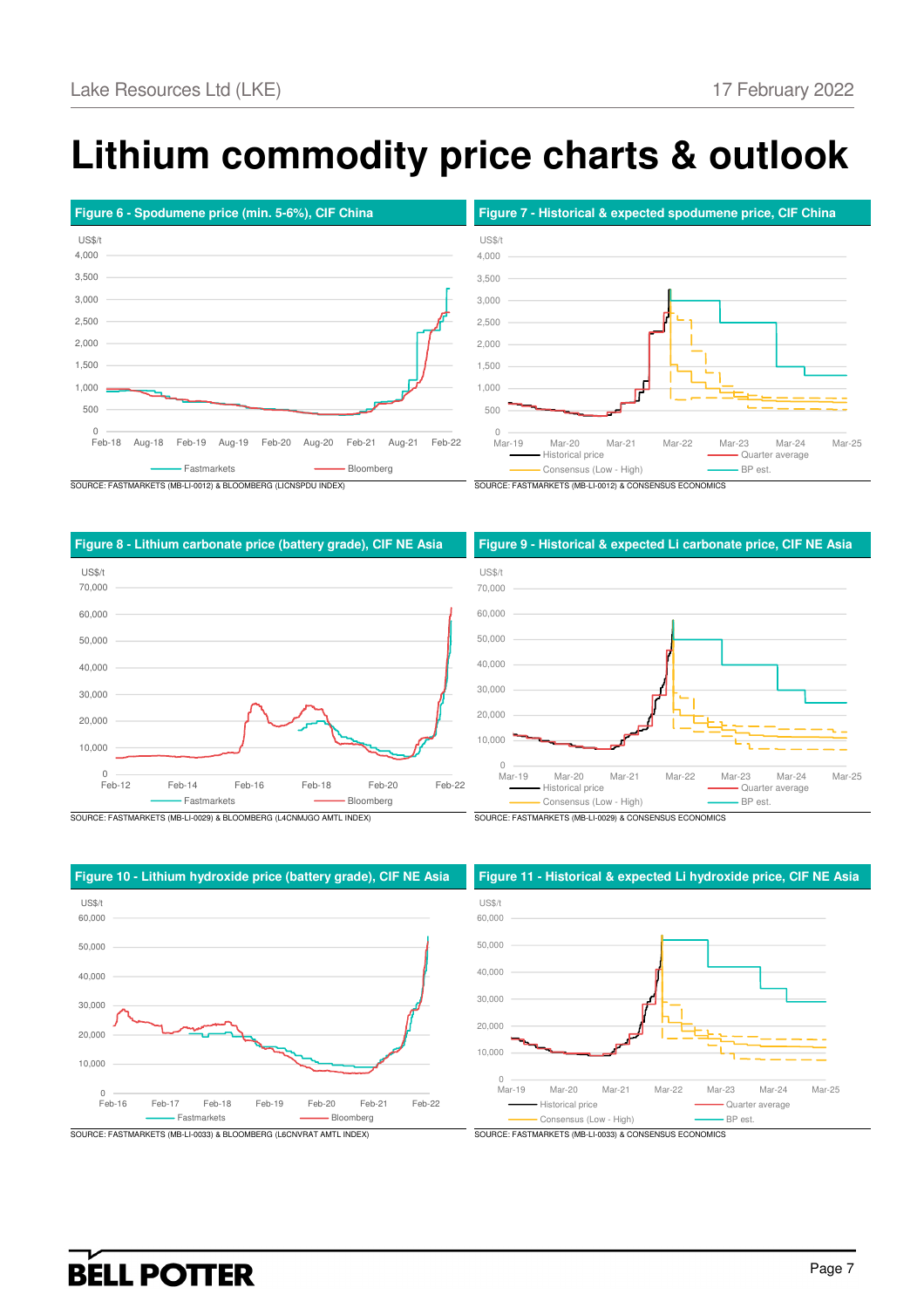# Lithium commodity price charts & outlook

**Figure 6 - Spodumene price (min. 5-6%), CIF China**

US$/t

Fastmarkets — Bloomberg

SOURCE: FASTMARKETS (MB-LI-0012) & BLOOMBERG (LICNSPDU INDEX)

**Figure 7 - Historical & expected spodumene price, CIF China**

US$/t

Historical price — Quarter average — Consensus (Low - High) — BP est.

SOURCE: FASTMARKETS (MB-LI-0012) & CONSENSUS ECONOMICS

**Figure 8 - Lithium carbonate price (battery grade), CIF NE Asia**

US$/t

Fastmarkets — Bloomberg

SOURCE: FASTMARKETS (MB-LI-0029) & BLOOMBERG (L4CNMJGO AMTL INDEX)

**Figure 9 - Historical & expected Li carbonate price, CIF NE Asia**

US$/t

Historical price — Quarter average — Consensus (Low - High) — BP est.

SOURCE: FASTMARKETS (MB-LI-0029) & CONSENSUS ECONOMICS

**Figure 10 - Lithium hydroxide price (battery grade), CIF NE Asia**

US$/t

Fastmarkets — Bloomberg

SOURCE: FASTMARKETS (MB-LI-0033) & BLOOMBERG (L6CNVRAT AMTL INDEX)

**Figure 11 - Historical & expected Li hydroxide price, CIF NE Asia**

US$/t

Historical price — Quarter average — Consensus (Low - High) — BP est.

SOURCE: FASTMARKETS (MB-LI-0033) & CONSENSUS ECONOMICS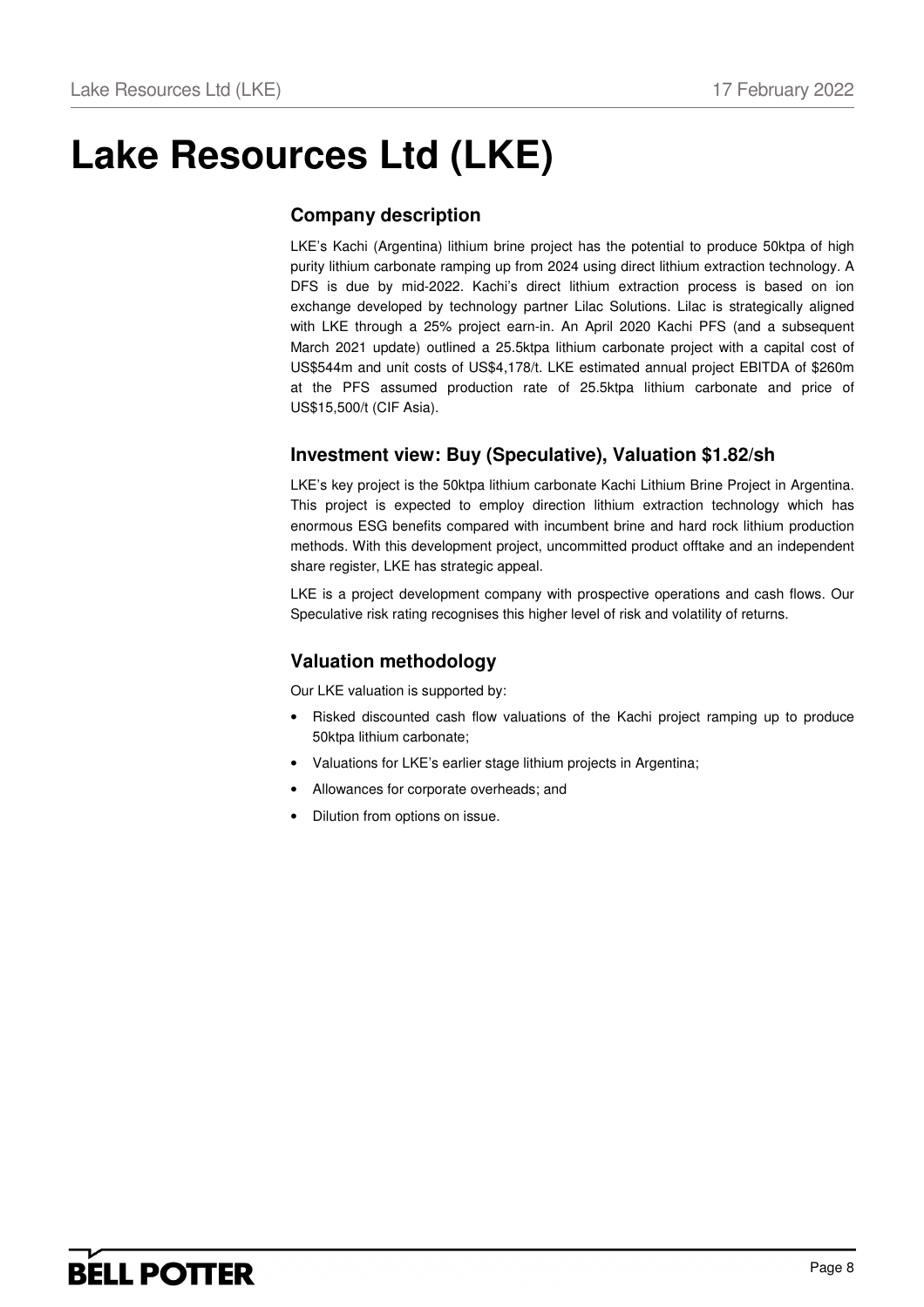# Lake Resources Ltd (LKE)

## Company description

LKE's Kachi (Argentina) lithium brine project has the potential to produce 50ktpa of high purity lithium carbonate ramping up from 2024 using direct lithium extraction technology. A DFS is due by mid-2022. Kachi's direct lithium extraction process is based on ion exchange developed by technology partner Lilac Solutions. Lilac is strategically aligned with LKE through a 25% project earn-in. An April 2020 Kachi PFS (and a subsequent March 2021 update) outlined a 25.5ktpa lithium carbonate project with a capital cost of US$544m and unit costs of US$4,178/t. LKE estimated annual project EBITDA of $260m at the PFS assumed production rate of 25.5ktpa lithium carbonate and price of US$15,500/t (CIF Asia).

## Investment view: Buy (Speculative), Valuation $1.82/sh

LKE's key project is the 50ktpa lithium carbonate Kachi Lithium Brine Project in Argentina. This project is expected to employ direction lithium extraction technology which has enormous ESG benefits compared with incumbent brine and hard rock lithium production methods. With this development project, uncommitted product offtake and an independent share register, LKE has strategic appeal.

LKE is a project development company with prospective operations and cash flows. Our Speculative risk rating recognises this higher level of risk and volatility of returns.

## Valuation methodology

Our LKE valuation is supported by:

- Risked discounted cash flow valuations of the Kachi project ramping up to produce 50ktpa lithium carbonate;
- Valuations for LKE's earlier stage lithium projects in Argentina;
- Allowances for corporate overheads; and
- Dilution from options on issue.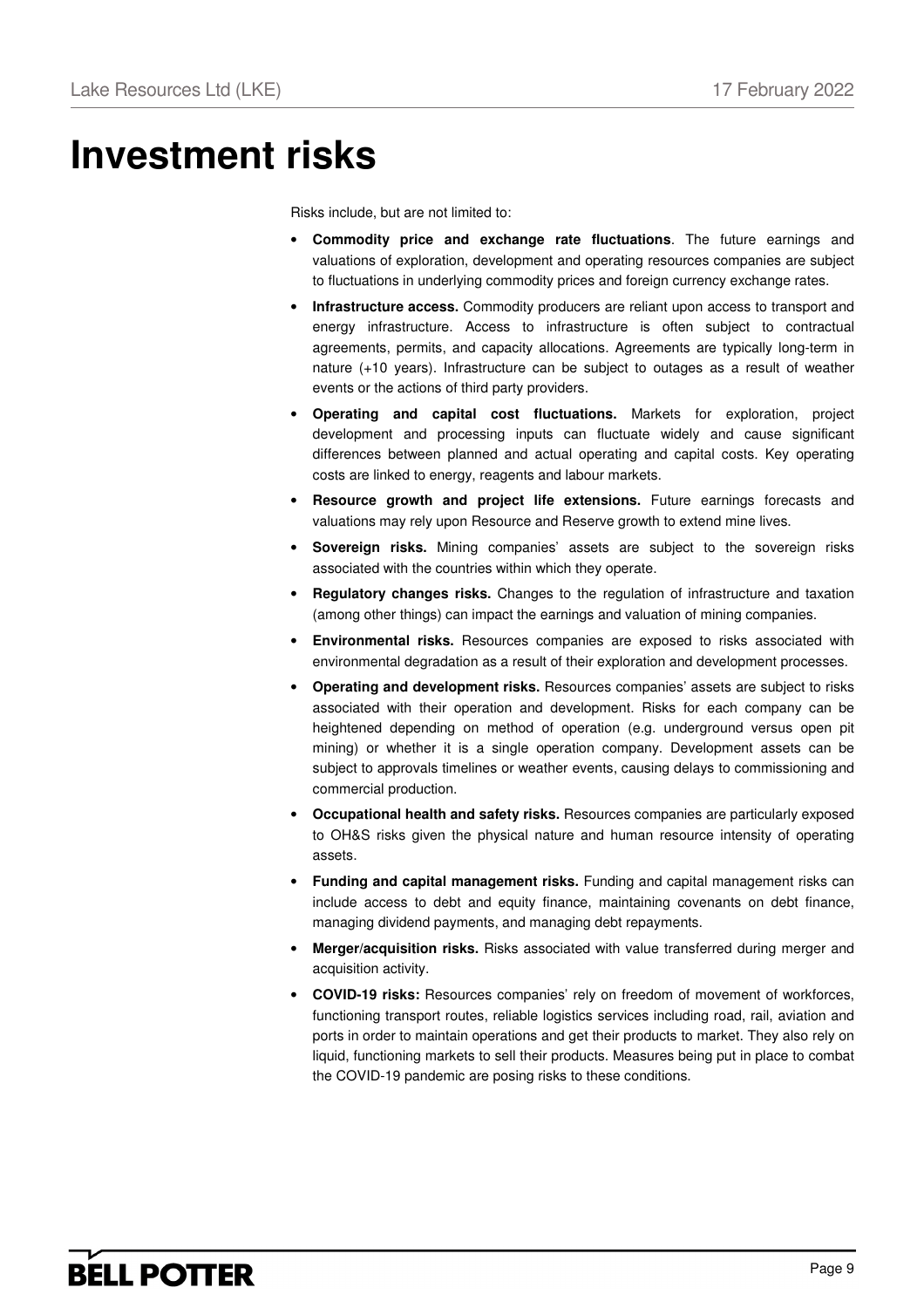# Investment risks

Risks include, but are not limited to:

- **Commodity price and exchange rate fluctuations**. The future earnings and valuations of exploration, development and operating resources companies are subject to fluctuations in underlying commodity prices and foreign currency exchange rates.
- **Infrastructure access.** Commodity producers are reliant upon access to transport and energy infrastructure. Access to infrastructure is often subject to contractual agreements, permits, and capacity allocations. Agreements are typically long-term in nature (+10 years). Infrastructure can be subject to outages as a result of weather events or the actions of third party providers.
- **Operating and capital cost fluctuations.** Markets for exploration, project development and processing inputs can fluctuate widely and cause significant differences between planned and actual operating and capital costs. Key operating costs are linked to energy, reagents and labour markets.
- **Resource growth and project life extensions.** Future earnings forecasts and valuations may rely upon Resource and Reserve growth to extend mine lives.
- **Sovereign risks.** Mining companies' assets are subject to the sovereign risks associated with the countries within which they operate.
- **Regulatory changes risks.** Changes to the regulation of infrastructure and taxation (among other things) can impact the earnings and valuation of mining companies.
- **Environmental risks.** Resources companies are exposed to risks associated with environmental degradation as a result of their exploration and development processes.
- **Operating and development risks.** Resources companies' assets are subject to risks associated with their operation and development. Risks for each company can be heightened depending on method of operation (e.g. underground versus open pit mining) or whether it is a single operation company. Development assets can be subject to approvals timelines or weather events, causing delays to commissioning and commercial production.
- **Occupational health and safety risks.** Resources companies are particularly exposed to OH&S risks given the physical nature and human resource intensity of operating assets.
- **Funding and capital management risks.** Funding and capital management risks can include access to debt and equity finance, maintaining covenants on debt finance, managing dividend payments, and managing debt repayments.
- **Merger/acquisition risks.** Risks associated with value transferred during merger and acquisition activity.
- **COVID-19 risks:** Resources companies' rely on freedom of movement of workforces, functioning transport routes, reliable logistics services including road, rail, aviation and ports in order to maintain operations and get their products to market. They also rely on liquid, functioning markets to sell their products. Measures being put in place to combat the COVID-19 pandemic are posing risks to these conditions.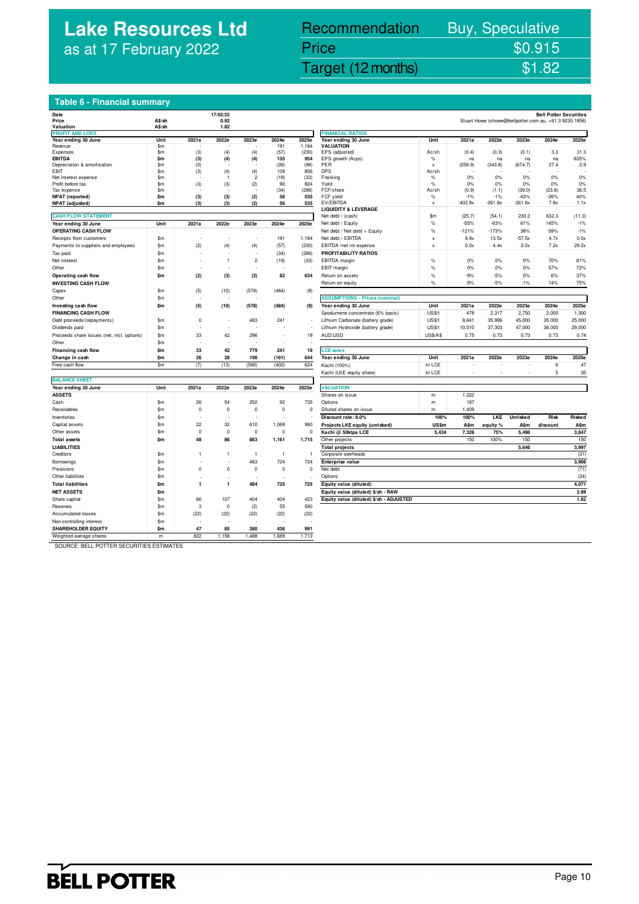# Lake Resources Ltd
as at 17 February 2022

| | |
|---|---|
| Recommendation | Buy, Speculative |
| Price | $0.915 |
| Target (12 months) | $1.82 |

## Table 6 - Financial summary

| Date | | 17/02/22 |
|---|---|---|
| Price | A$/sh | 0.92 |
| Valuation | A$/sh | 1.82 |

Bell Potter Securities
Stuart Howe (showe@bellpotter.com.au, +61 3 9235 1856)

**PROFIT AND LOSS**

| Year ending 30 June | Unit | 2021a | 2022e | 2023e | 2024e | 2025e |
|---|---|---|---|---|---|---|
| Revenue | $m | - | - | - | 191 | 1,184 |
| Expenses | $m | (3) | (4) | (4) | (57) | (230) |
| **EBITDA** | **$m** | **(3)** | **(4)** | **(4)** | **135** | **954** |
| Depreciation & amortisation | $m | (0) | - | - | (26) | (98) |
| EBIT | $m | (3) | (4) | (4) | 109 | 856 |
| Net interest expense | $m | - | 1 | 2 | (19) | (33) |
| Profit before tax | $m | (3) | (3) | (2) | 90 | 824 |
| Tax expense | $m | - | - | - | (34) | (288) |
| **NPAT (reported)** | **$m** | **(3)** | **(3)** | **(2)** | **56** | **535** |
| **NPAT (adjusted)** | **$m** | **(3)** | **(3)** | **(2)** | **56** | **535** |

**CASH FLOW STATEMENT**

| Year ending 30 June | Unit | 2021a | 2022e | 2023e | 2024e | 2025e |
|---|---|---|---|---|---|---|
| **OPERATING CASH FLOW** | | | | | | |
| Receipts from customers | $m | - | - | - | 191 | 1,184 |
| Payments to suppliers and employees | $m | (2) | (4) | (4) | (57) | (230) |
| Tax paid | $m | - | - | - | (34) | (288) |
| Net interest | $m | - | 1 | 2 | (19) | (33) |
| Other | $m | - | - | - | - | - |
| **Operating cash flow** | **$m** | **(2)** | **(3)** | **(2)** | **82** | **634** |
| **INVESTING CASH FLOW** | | | | | | |
| Capex | $m | (5) | (10) | (578) | (484) | (9) |
| Other | $m | - | - | - | - | - |
| **Investing cash flow** | **$m** | **(5)** | **(10)** | **(578)** | **(484)** | **(9)** |
| **FINANCING CASH FLOW** | | | | | | |
| Debt proceeds/(repayments) | $m | 0 | - | 483 | 241 | - |
| Dividends paid | $m | - | - | - | - | - |
| Proceeds share issues (net, incl. options) | $m | 33 | 42 | 296 | - | 19 |
| Other | $m | - | - | - | - | - |
| **Financing cash flow** | **$m** | **33** | **42** | **779** | **241** | **19** |
| **Change in cash** | **$m** | **26** | **28** | **198** | **(161)** | **644** |
| Free cash flow | $m | (7) | (13) | (580) | (402) | 624 |

**BALANCE SHEET**

| Year ending 30 June | Unit | 2021a | 2022e | 2023e | 2024e | 2025e |
|---|---|---|---|---|---|---|
| **ASSETS** | | | | | | |
| Cash | $m | 26 | 54 | 252 | 92 | 735 |
| Receivables | $m | 0 | 0 | 0 | 0 | 0 |
| Inventories | $m | - | - | - | - | - |
| Capital assets | $m | 22 | 32 | 610 | 1,069 | 980 |
| Other assets | $m | 0 | 0 | 0 | 0 | 0 |
| **Total assets** | **$m** | **48** | **86** | **863** | **1,161** | **1,715** |
| **LIABILITIES** | | | | | | |
| Creditors | $m | 1 | 1 | 1 | 1 | 1 |
| Borrowings | $m | - | - | 483 | 724 | 724 |
| Provisions | $m | 0 | 0 | 0 | 0 | 0 |
| Other liabilities | $m | - | - | - | - | - |
| **Total liabilities** | **$m** | **1** | **1** | **484** | **725** | **725** |
| **NET ASSETS** | **$m** | | | | | |
| Share capital | $m | 66 | 107 | 404 | 404 | 423 |
| Reserves | $m | 3 | 0 | (2) | 55 | 590 |
| Accumulated losses | $m | (22) | (22) | (22) | (22) | (22) |
| Non-controlling interest | $m | - | - | - | - | - |
| **SHAREHOLDER EQUITY** | **$m** | **47** | **85** | **380** | **436** | **991** |
| Weighted average shares | m | 822 | 1,158 | 1,488 | 1,689 | 1,713 |

**FINANCIAL RATIOS**

| Year ending 30 June | Unit | 2021a | 2022e | 2023e | 2024e | 2025e |
|---|---|---|---|---|---|---|
| **VALUATION** | | | | | | |
| EPS (adjusted) | Ac/sh | (0.4) | (0.3) | (0.1) | 3.3 | 31.3 |
| EPS growth (Acps) | % | na | na | na | na | 835% |
| PER | x | (259.9) | (343.8) | (674.7) | 27.4 | 2.9 |
| DPS | Ac/sh | - | - | - | - | - |
| Franking | % | 0% | 0% | 0% | 0% | 0% |
| Yield | % | 0% | 0% | 0% | 0% | 0% |
| FCF/share | Ac/sh | (0.9) | (1.1) | (39.0) | (23.8) | 36.5 |
| FCF yield | % | -1% | -1% | -43% | -26% | 40% |
| EV/EBITDA | x | -403.9x | -261.8x | -261.8x | 7.8x | 1.1x |
| **LIQUIDITY & LEVERAGE** | | | | | | |
| Net debt / (cash) | $m | (25.7) | (54.1) | 230.2 | 632.3 | (11.3) |
| Net debt / Equity | % | -55% | -63% | 61% | 145% | -1% |
| Net debt / Net debt + Equity | % | -121% | -173% | 38% | 59% | -1% |
| Net debt / EBITDA | x | 9.9x | 13.5x | -57.5x | 4.7x | 0.0x |
| EBITDA /net int expense | x | 0.0x | 4.4x | 2.0x | 7.2x | 29.2x |
| **PROFITABILITY RATIOS** | | | | | | |
| EBITDA margin | % | 0% | 0% | 0% | 70% | 81% |
| EBIT margin | % | 0% | 0% | 0% | 57% | 72% |
| Return on assets | % | -9% | -5% | 0% | 6% | 37% |
| Return on equity | % | -9% | -5% | -1% | 14% | 75% |

**ASSUMPTIONS - Prices (nominal)**

| Year ending 30 June | Unit | 2021a | 2022e | 2023e | 2024e | 2025e |
|---|---|---|---|---|---|---|
| Spodumene concentrate (6% basis) | US$/t | 478 | 2,317 | 2,750 | 2,000 | 1,300 |
| Lithium Carbonate (battery grade) | US$/t | 8,641 | 35,996 | 45,000 | 35,000 | 25,000 |
| Lithium Hydroxide (battery grade) | US$/t | 10,510 | 37,303 | 47,000 | 38,000 | 29,000 |
| AUD:USD | US$/A$ | 0.75 | 0.73 | 0.73 | 0.73 | 0.74 |

**LCE sales**

| Year ending 30 June | Unit | 2021a | 2022e | 2023e | 2024e | 2025e |
|---|---|---|---|---|---|---|
| Kachi (100%) | kt LCE | - | - | - | 6 | 47 |
| Kachi (LKE equity share) | kt LCE | - | - | - | 5 | 35 |

**VALUATION**

| | | | | | | |
|---|---|---|---|---|---|---|
| Shares on issue | m | 1,222 | | | | |
| Options | m | 187 | | | | |
| Diluted shares on issue | m | 1,409 | | | | |
| **Discount rate: 8.0%** | **100%** | **100%** | **LKE** | **Unrisked** | **Risk** | **Risked** |
| **Projects LKE equity (unrisked)** | **US$m** | **A$m** | **equity %** | **A$m** | **discount** | **A$m** |
| **Kachi @ 50ktpa LCE** | **5,434** | **7,328** | **75%** | **5,496** | | **3,847** |
| Other projects | | 150 | 100% | 150 | | 150 |
| **Total projects** | | | | **5,646** | | **3,997** |
| Corporate overheads | | | | | | (31) |
| **Enterprise value** | | | | | | **3,966** |
| Net debt | | | | | | (71) |
| Options | | | | | | (34) |
| **Equity value (diluted)** | | | | | | **4,071** |
| **Equity value (diluted) $/sh - RAW** | | | | | | **2.89** |
| **Equity value (diluted) $/sh - ADJUSTED** | | | | | | **1.82** |

SOURCE: BELL POTTER SECURITIES ESTIMATES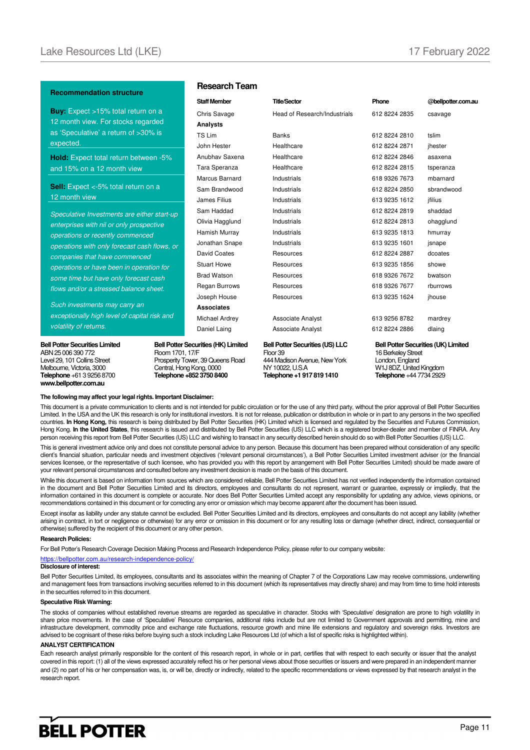### Recommendation structure

**Buy:** Expect >15% total return on a 12 month view. For stocks regarded as 'Speculative' a return of >30% is expected.

**Hold:** Expect total return between -5% and 15% on a 12 month view

**Sell:** Expect <-5% total return on a 12 month view

*Speculative Investments are either start-up enterprises with nil or only prospective operations or recently commenced operations with only forecast cash flows, or companies that have commenced operations or have been in operation for some time but have only forecast cash flows and/or a stressed balance sheet.*

*Such investments may carry an exceptionally high level of capital risk and volatility of returns.*

## Research Team

| Staff Member | Title/Sector | Phone | @bellpotter.com.au |
|---|---|---|---|
| Chris Savage | Head of Research/Industrials | 612 8224 2835 | csavage |
| **Analysts** | | | |
| TS Lim | Banks | 612 8224 2810 | tslim |
| John Hester | Healthcare | 612 8224 2871 | jhester |
| Anubhav Saxena | Healthcare | 612 8224 2846 | asaxena |
| Tara Speranza | Healthcare | 612 8224 2815 | tsperanza |
| Marcus Barnard | Industrials | 618 9326 7673 | mbarnard |
| Sam Brandwood | Industrials | 612 8224 2850 | sbrandwood |
| James Filius | Industrials | 613 9235 1612 | jfilius |
| Sam Haddad | Industrials | 612 8224 2819 | shaddad |
| Olivia Hagglund | Industrials | 612 8224 2813 | ohagglund |
| Hamish Murray | Industrials | 613 9235 1813 | hmurray |
| Jonathan Snape | Industrials | 613 9235 1601 | jsnape |
| David Coates | Resources | 612 8224 2887 | dcoates |
| Stuart Howe | Resources | 613 9235 1856 | showe |
| Brad Watson | Resources | 618 9326 7672 | bwatson |
| Regan Burrows | Resources | 618 9326 7677 | rburrows |
| Joseph House | Resources | 613 9235 1624 | jhouse |
| **Associates** | | | |
| Michael Ardrey | Associate Analyst | 613 9256 8782 | mardrey |
| Daniel Laing | Associate Analyst | 612 8224 2886 | dlaing |

**Bell Potter Securities Limited**
ABN 25 006 390 772
Level 29, 101 Collins Street
Melbourne, Victoria, 3000
**Telephone** +61 3 9256 8700
**www.bellpotter.com.au**

**Bell Potter Securities (HK) Limited**
Room 1701, 17/F
Prosperity Tower, 39 Queens Road
Central, Hong Kong, 0000
**Telephone +852 3750 8400**

**Bell Potter Securities (US) LLC**
Floor 39
444 Madison Avenue, New York
NY 10022, U.S.A
**Telephone +1 917 819 1410**

**Bell Potter Securities (UK) Limited**
16 Berkeley Street
London, England
W1J 8DZ, United Kingdom
**Telephone** +44 7734 2929

**The following may affect your legal rights. Important Disclaimer:**

This document is a private communication to clients and is not intended for public circulation or for the use of any third party, without the prior approval of Bell Potter Securities Limited. In the USA and the UK this research is only for institutional investors. It is not for release, publication or distribution in whole or in part to any persons in the two specified countries. **In Hong Kong,** this research is being distributed by Bell Potter Securities (HK) Limited which is licensed and regulated by the Securities and Futures Commission, Hong Kong. **In the United States**, this research is issued and distributed by Bell Potter Securities (US) LLC which is a registered broker-dealer and member of FINRA. Any person receiving this report from Bell Potter Securities (US) LLC and wishing to transact in any security described herein should do so with Bell Potter Securities (US) LLC.

This is general investment advice only and does not constitute personal advice to any person. Because this document has been prepared without consideration of any specific client's financial situation, particular needs and investment objectives ('relevant personal circumstances'), a Bell Potter Securities Limited investment adviser (or the financial services licensee, or the representative of such licensee, who has provided you with this report by arrangement with Bell Potter Securities Limited) should be made aware of your relevant personal circumstances and consulted before any investment decision is made on the basis of this document.

While this document is based on information from sources which are considered reliable, Bell Potter Securities Limited has not verified independently the information contained in the document and Bell Potter Securities Limited and its directors, employees and consultants do not represent, warrant or guarantee, expressly or impliedly, that the information contained in this document is complete or accurate. Nor does Bell Potter Securities Limited accept any responsibility for updating any advice, views opinions, or recommendations contained in this document or for correcting any error or omission which may become apparent after the document has been issued.

Except insofar as liability under any statute cannot be excluded. Bell Potter Securities Limited and its directors, employees and consultants do not accept any liability (whether arising in contract, in tort or negligence or otherwise) for any error or omission in this document or for any resulting loss or damage (whether direct, indirect, consequential or otherwise) suffered by the recipient of this document or any other person.

**Research Policies:**

For Bell Potter's Research Coverage Decision Making Process and Research Independence Policy, please refer to our company website:

https://bellpotter.com.au/research-independence-policy/

**Disclosure of interest:**

Bell Potter Securities Limited, its employees, consultants and its associates within the meaning of Chapter 7 of the Corporations Law may receive commissions, underwriting and management fees from transactions involving securities referred to in this document (which its representatives may directly share) and may from time to time hold interests in the securities referred to in this document.

**Speculative Risk Warning:**

The stocks of companies without established revenue streams are regarded as speculative in character. Stocks with 'Speculative' designation are prone to high volatility in share price movements. In the case of 'Speculative' Resource companies, additional risks include but are not limited to Government approvals and permitting, mine and infrastructure development, commodity price and exchange rate fluctuations, resource growth and mine life extensions and regulatory and sovereign risks. Investors are advised to be cognisant of these risks before buying such a stock including Lake Resources Ltd (of which a list of specific risks is highlighted within).

**ANALYST CERTIFICATION**

Each research analyst primarily responsible for the content of this research report, in whole or in part, certifies that with respect to each security or issuer that the analyst covered in this report: (1) all of the views expressed accurately reflect his or her personal views about those securities or issuers and were prepared in an independent manner and (2) no part of his or her compensation was, is, or will be, directly or indirectly, related to the specific recommendations or views expressed by that research analyst in the research report.